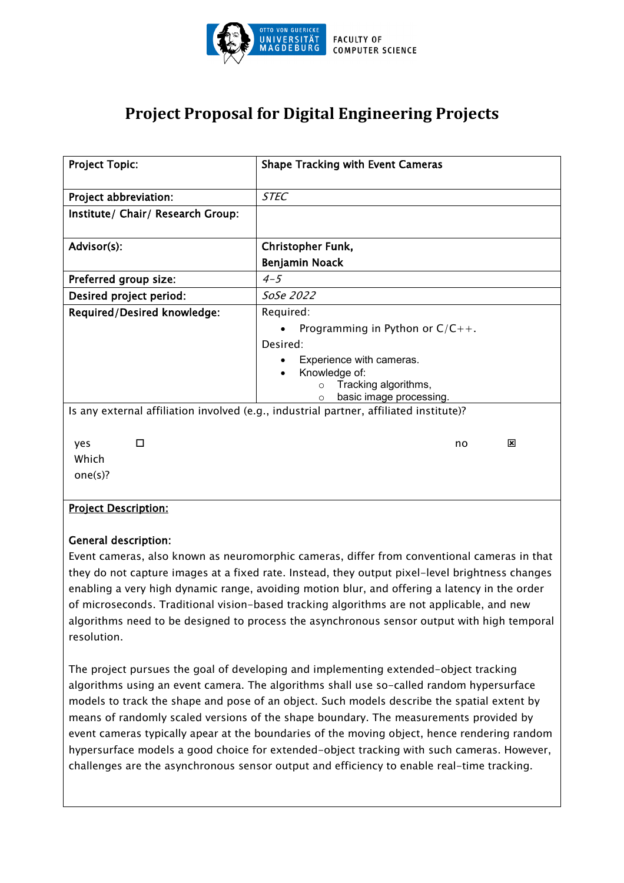# Project Proposal for Digital Engineering Projects

| | |
|---|---|
| **Project Topic:** | **Shape Tracking with Event Cameras** |
| **Project abbreviation:** | *STEC* |
| **Institute/ Chair/ Research Group:** | |
| **Advisor(s):** | **Christopher Funk,**<br>**Benjamin Noack** |
| **Preferred group size:** | *4-5* |
| **Desired project period:** | *SoSe 2022* |
| **Required/Desired knowledge:** | Required:<br>• Programming in Python or C/C++.<br>Desired:<br>• Experience with cameras.<br>• Knowledge of:<br>  ○ Tracking algorithms,<br>  ○ basic image processing. |

Is any external affiliation involved (e.g., industrial partner, affiliated institute)?

yes ☐ no ☒

Which one(s)?

**Project Description:**

**General description:**

Event cameras, also known as neuromorphic cameras, differ from conventional cameras in that they do not capture images at a fixed rate. Instead, they output pixel-level brightness changes enabling a very high dynamic range, avoiding motion blur, and offering a latency in the order of microseconds. Traditional vision-based tracking algorithms are not applicable, and new algorithms need to be designed to process the asynchronous sensor output with high temporal resolution.

The project pursues the goal of developing and implementing extended-object tracking algorithms using an event camera. The algorithms shall use so-called random hypersurface models to track the shape and pose of an object. Such models describe the spatial extent by means of randomly scaled versions of the shape boundary. The measurements provided by event cameras typically apear at the boundaries of the moving object, hence rendering random hypersurface models a good choice for extended-object tracking with such cameras. However, challenges are the asynchronous sensor output and efficiency to enable real-time tracking.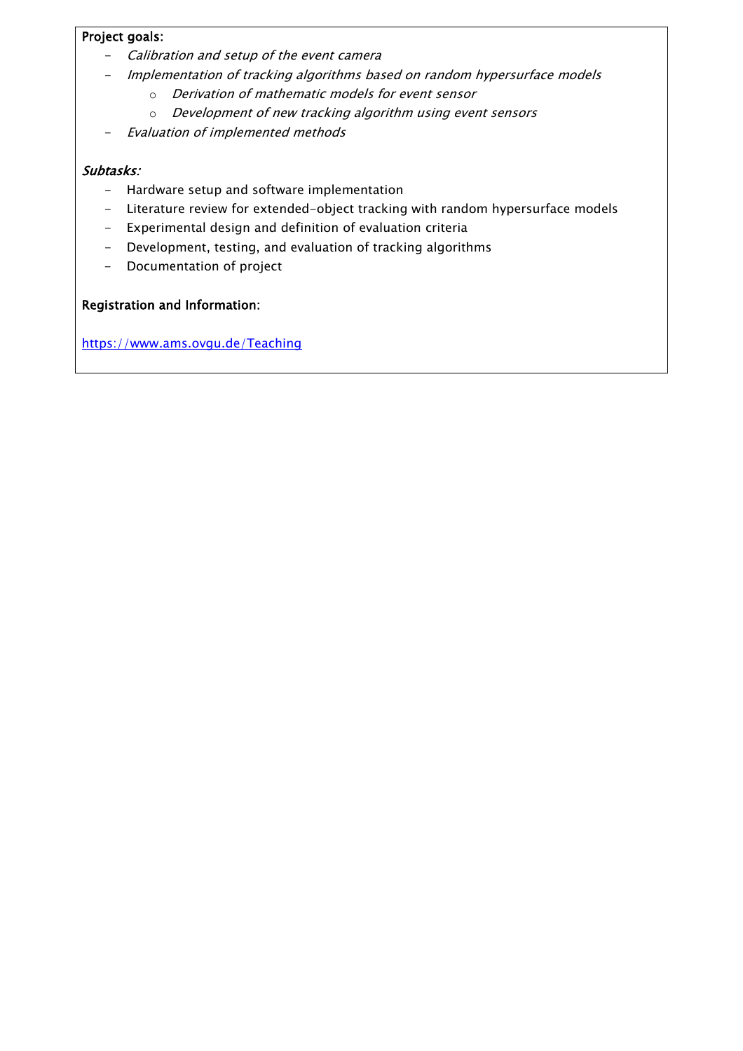**Project goals:**

- *Calibration and setup of the event camera*
- *Implementation of tracking algorithms based on random hypersurface models*
    - *Derivation of mathematic models for event sensor*
    - *Development of new tracking algorithm using event sensors*
- *Evaluation of implemented methods*

***Subtasks:***

- Hardware setup and software implementation
- Literature review for extended-object tracking with random hypersurface models
- Experimental design and definition of evaluation criteria
- Development, testing, and evaluation of tracking algorithms
- Documentation of project

**Registration and Information:**

https://www.ams.ovgu.de/Teaching